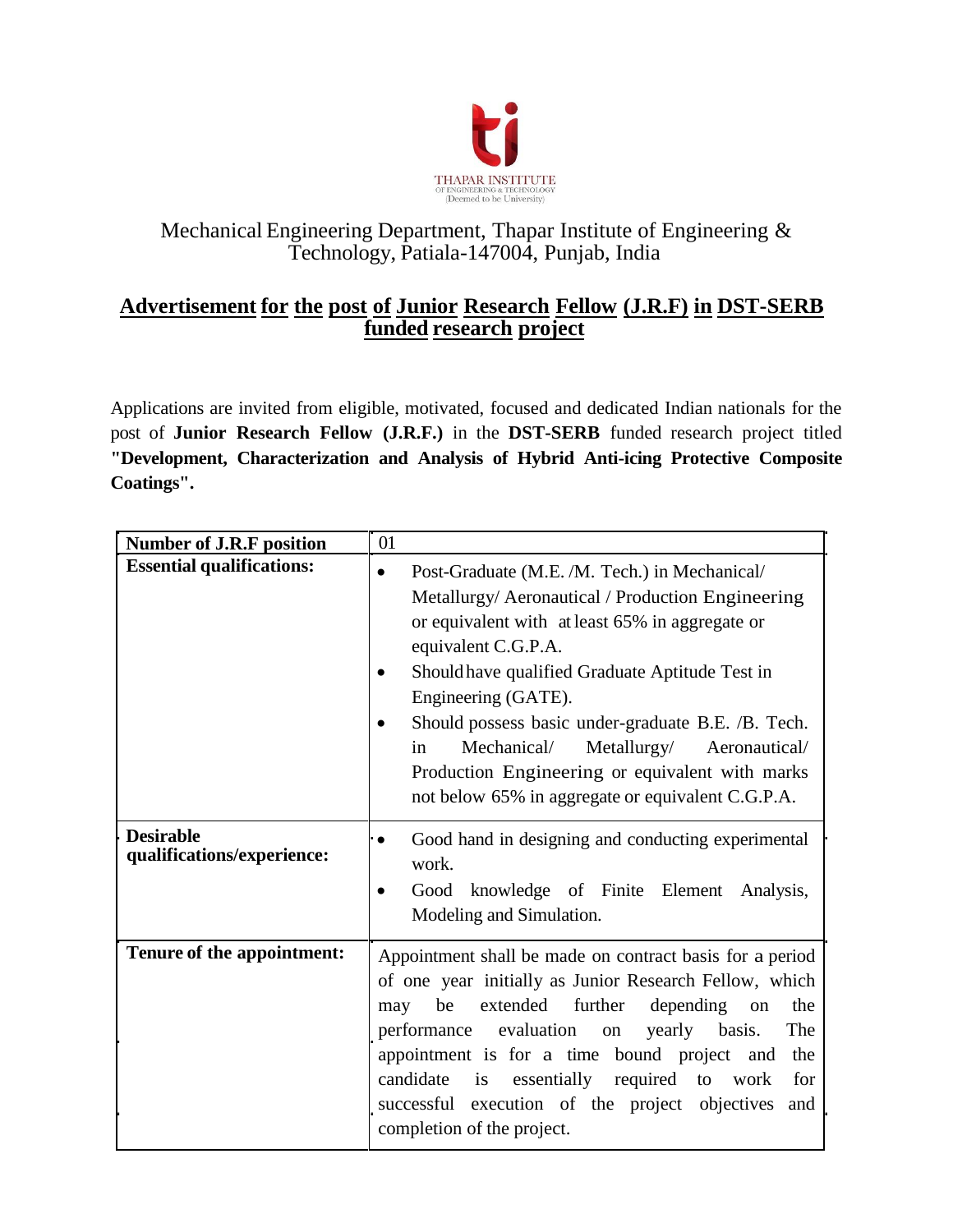THAPAR INSTITUTE OF ENGINEERING & TECHNOLOGY (Deemed to be University)

Mechanical Engineering Department, Thapar Institute of Engineering & Technology, Patiala-147004, Punjab, India

## Advertisement for the post of Junior Research Fellow (J.R.F) in DST-SERB funded research project

Applications are invited from eligible, motivated, focused and dedicated Indian nationals for the post of **Junior Research Fellow (J.R.F.)** in the **DST-SERB** funded research project titled **"Development, Characterization and Analysis of Hybrid Anti-icing Protective Composite Coatings".**

| **Number of J.R.F position** | 01 |
|---|---|
| **Essential qualifications:** | • Post-Graduate (M.E. /M. Tech.) in Mechanical/ Metallurgy/ Aeronautical / Production Engineering or equivalent with at least 65% in aggregate or equivalent C.G.P.A.<br>• Should have qualified Graduate Aptitude Test in Engineering (GATE).<br>• Should possess basic under-graduate B.E. /B. Tech. in Mechanical/ Metallurgy/ Aeronautical/ Production Engineering or equivalent with marks not below 65% in aggregate or equivalent C.G.P.A. |
| **Desirable qualifications/experience:** | • Good hand in designing and conducting experimental work.<br>• Good knowledge of Finite Element Analysis, Modeling and Simulation. |
| **Tenure of the appointment:** | Appointment shall be made on contract basis for a period of one year initially as Junior Research Fellow, which may be extended further depending on the performance evaluation on yearly basis. The appointment is for a time bound project and the candidate is essentially required to work for successful execution of the project objectives and completion of the project. |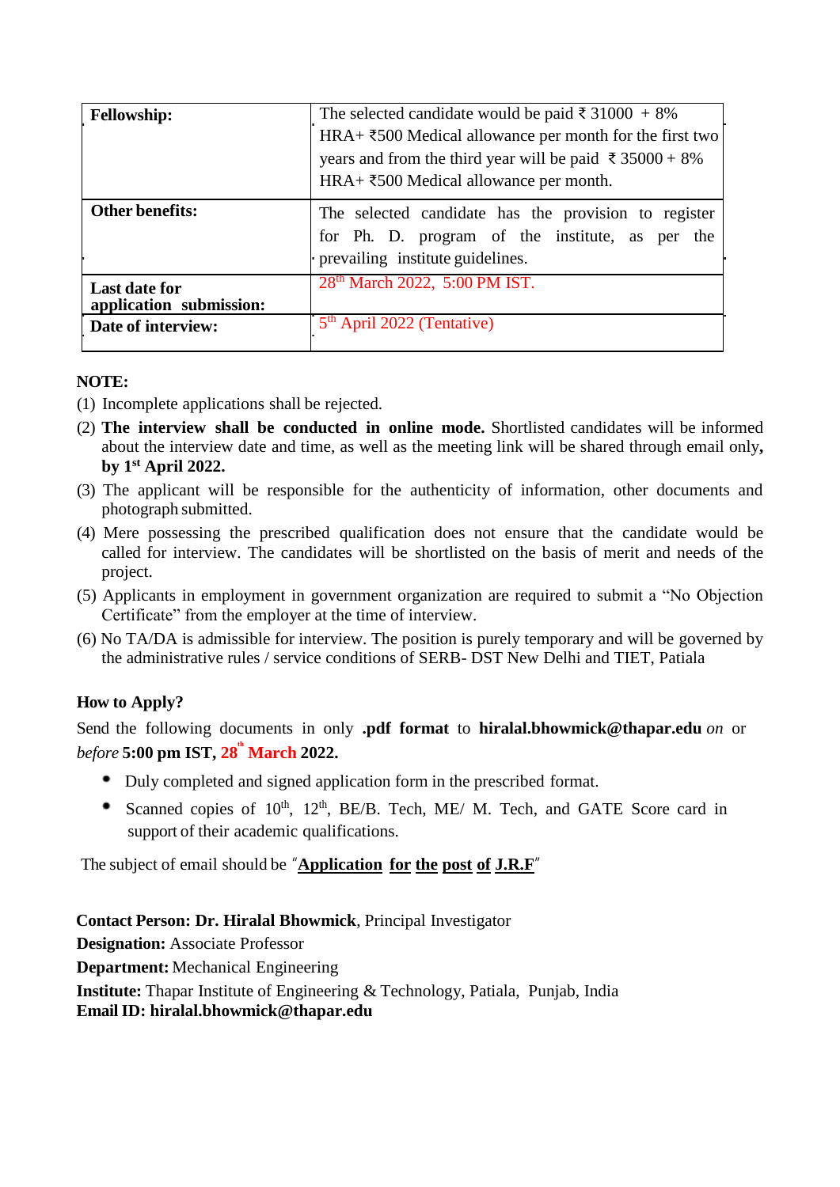| | |
|---|---|
| **Fellowship:** | The selected candidate would be paid ₹ 31000 + 8% HRA+ ₹500 Medical allowance per month for the first two years and from the third year will be paid ₹ 35000 + 8% HRA+ ₹500 Medical allowance per month. |
| **Other benefits:** | The selected candidate has the provision to register for Ph. D. program of the institute, as per the prevailing institute guidelines. |
| **Last date for application submission:** | 28th March 2022, 5:00 PM IST. |
| **Date of interview:** | 5th April 2022 (Tentative) |

**NOTE:**

(1) Incomplete applications shall be rejected.

(2) **The interview shall be conducted in online mode.** Shortlisted candidates will be informed about the interview date and time, as well as the meeting link will be shared through email only**, by 1st April 2022.**

(3) The applicant will be responsible for the authenticity of information, other documents and photograph submitted.

(4) Mere possessing the prescribed qualification does not ensure that the candidate would be called for interview. The candidates will be shortlisted on the basis of merit and needs of the project.

(5) Applicants in employment in government organization are required to submit a "No Objection Certificate" from the employer at the time of interview.

(6) No TA/DA is admissible for interview. The position is purely temporary and will be governed by the administrative rules / service conditions of SERB- DST New Delhi and TIET, Patiala

**How to Apply?**

Send the following documents in only **.pdf format** to **hiralal.bhowmick@thapar.edu** *on or before* **5:00 pm IST, 28th March 2022.**

- Duly completed and signed application form in the prescribed format.
- Scanned copies of 10th, 12th, BE/B. Tech, ME/ M. Tech, and GATE Score card in support of their academic qualifications.

The subject of email should be "**Application for the post of J.R.F**"

**Contact Person: Dr. Hiralal Bhowmick**, Principal Investigator

**Designation:** Associate Professor

**Department:** Mechanical Engineering

**Institute:** Thapar Institute of Engineering & Technology, Patiala, Punjab, India

**Email ID: hiralal.bhowmick@thapar.edu**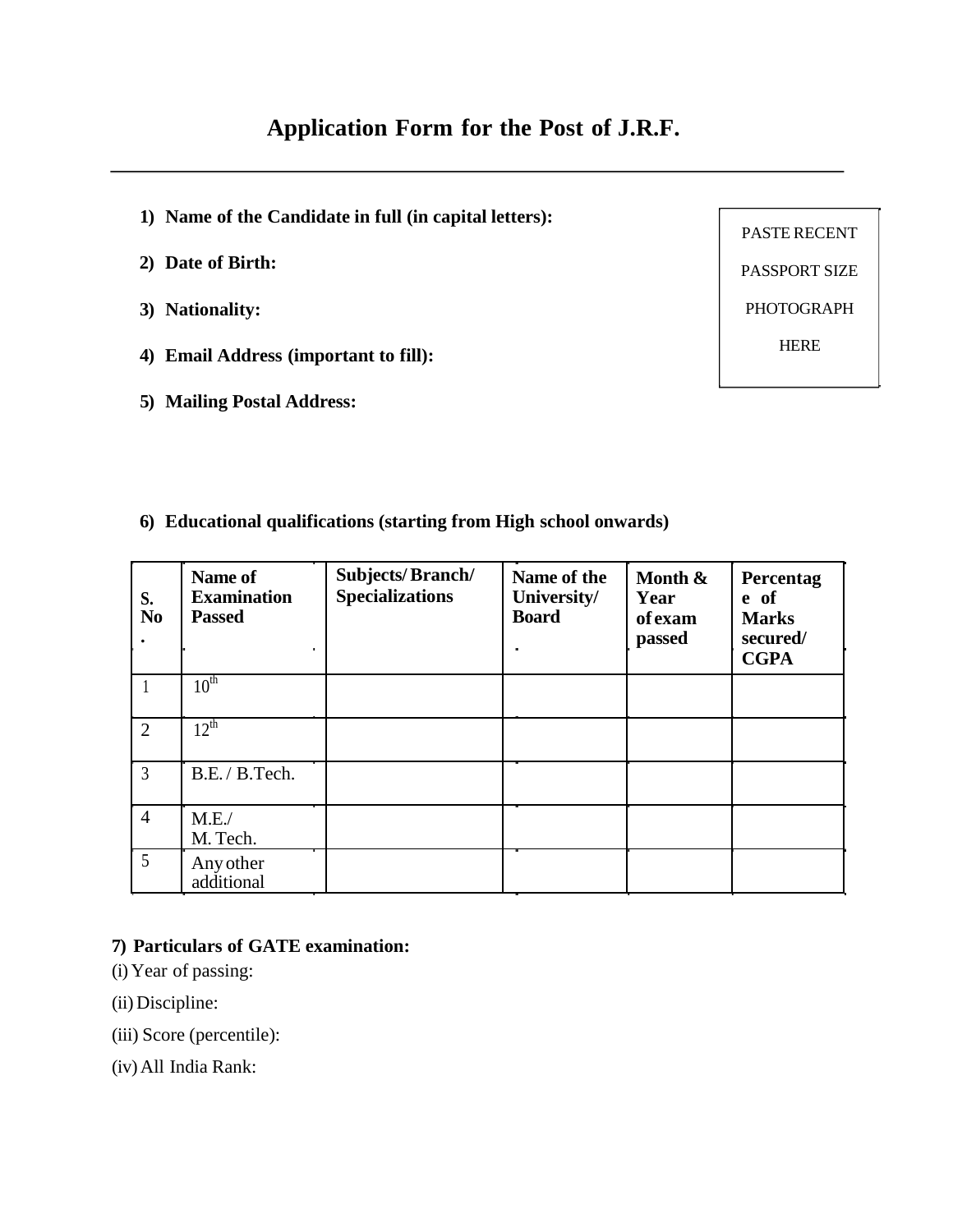# Application Form for the Post of J.R.F.

---

1) **Name of the Candidate in full (in capital letters):**

2) **Date of Birth:**

3) **Nationality:**

4) **Email Address (important to fill):**

5) **Mailing Postal Address:**

PASTE RECENT PASSPORT SIZE PHOTOGRAPH HERE

6) **Educational qualifications (starting from High school onwards)**

| S. No. | Name of Examination Passed | Subjects/ Branch/ Specializations | Name of the University/ Board | Month & Year of exam passed | Percentage of Marks secured/ CGPA |
|---|---|---|---|---|---|
| 1 | $10^{th}$ | | | | |
| 2 | $12^{th}$ | | | | |
| 3 | B.E. / B.Tech. | | | | |
| 4 | M.E./ M. Tech. | | | | |
| 5 | Any other additional | | | | |

**7) Particulars of GATE examination:**

(i) Year of passing:

(ii) Discipline:

(iii) Score (percentile):

(iv) All India Rank: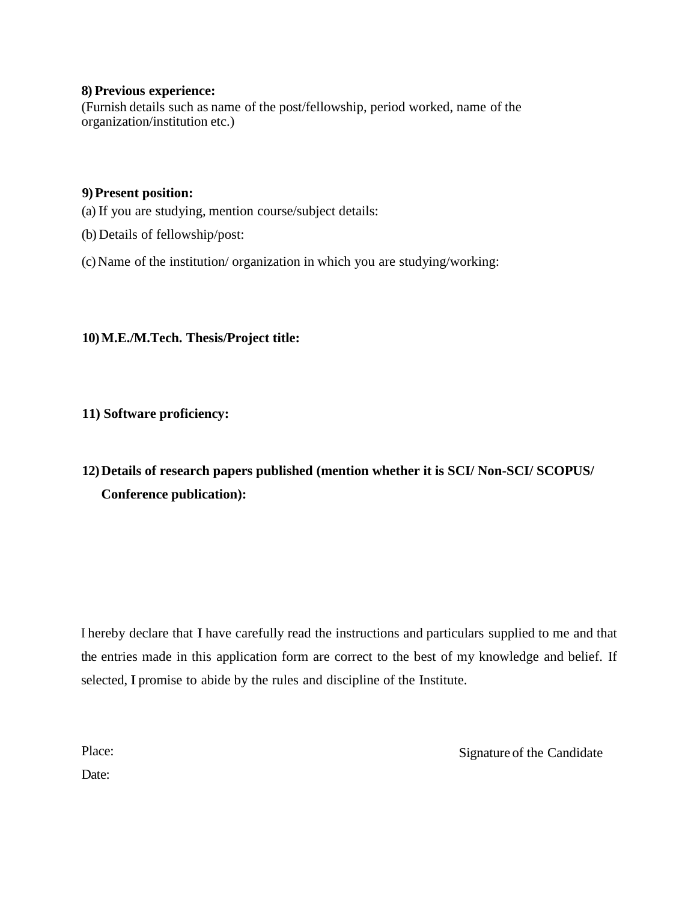**8) Previous experience:**
(Furnish details such as name of the post/fellowship, period worked, name of the organization/institution etc.)

**9) Present position:**

(a) If you are studying, mention course/subject details:

(b) Details of fellowship/post:

(c) Name of the institution/ organization in which you are studying/working:

**10) M.E./M.Tech. Thesis/Project title:**

**11) Software proficiency:**

**12) Details of research papers published (mention whether it is SCI/ Non-SCI/ SCOPUS/ Conference publication):**

I hereby declare that I have carefully read the instructions and particulars supplied to me and that the entries made in this application form are correct to the best of my knowledge and belief. If selected, I promise to abide by the rules and discipline of the Institute.

Place:

Date:

Signature of the Candidate